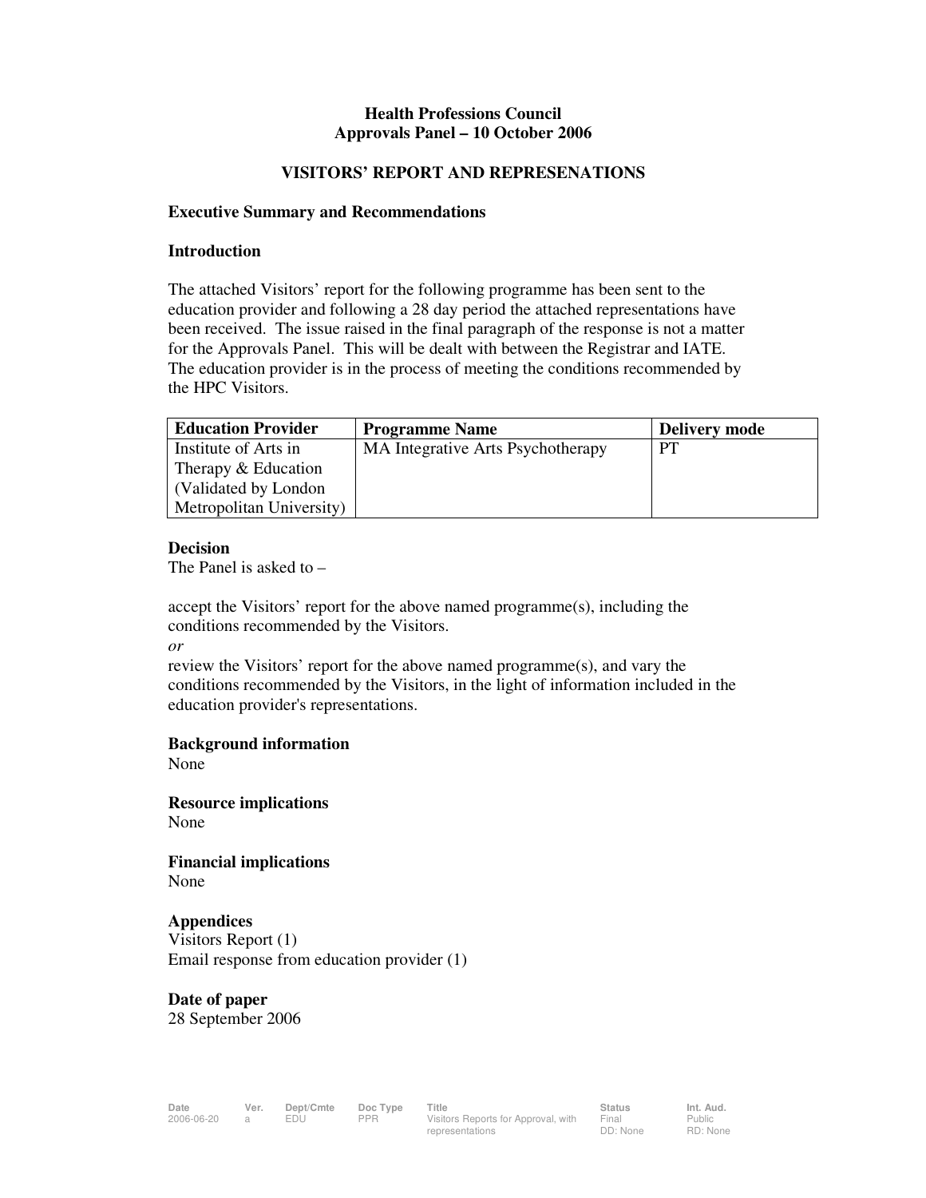# Health Professions Council
## Approvals Panel – 10 October 2006

## VISITORS' REPORT AND REPRESENATIONS

### Executive Summary and Recommendations

### Introduction

The attached Visitors' report for the following programme has been sent to the education provider and following a 28 day period the attached representations have been received. The issue raised in the final paragraph of the response is not a matter for the Approvals Panel. This will be dealt with between the Registrar and IATE. The education provider is in the process of meeting the conditions recommended by the HPC Visitors.

| Education Provider | Programme Name | Delivery mode |
|---|---|---|
| Institute of Arts in Therapy & Education (Validated by London Metropolitan University) | MA Integrative Arts Psychotherapy | PT |

### Decision

The Panel is asked to –

accept the Visitors' report for the above named programme(s), including the conditions recommended by the Visitors.

*or*

review the Visitors' report for the above named programme(s), and vary the conditions recommended by the Visitors, in the light of information included in the education provider's representations.

### Background information

None

### Resource implications

None

### Financial implications

None

### Appendices

Visitors Report (1)

Email response from education provider (1)

### Date of paper

28 September 2006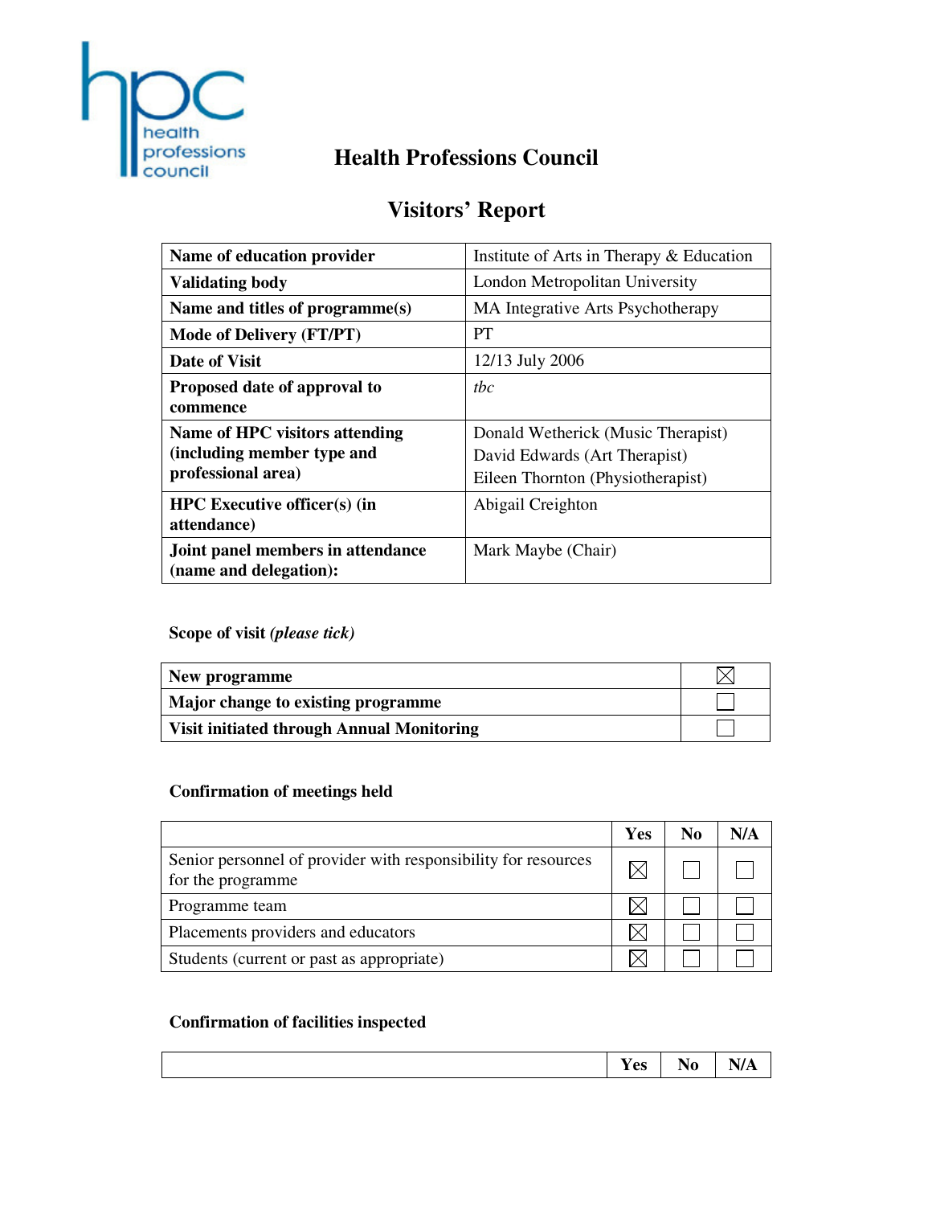# Health Professions Council

## Visitors' Report

| | |
|---|---|
| **Name of education provider** | Institute of Arts in Therapy & Education |
| **Validating body** | London Metropolitan University |
| **Name and titles of programme(s)** | MA Integrative Arts Psychotherapy |
| **Mode of Delivery (FT/PT)** | PT |
| **Date of Visit** | 12/13 July 2006 |
| **Proposed date of approval to commence** | *tbc* |
| **Name of HPC visitors attending (including member type and professional area)** | Donald Wetherick (Music Therapist)<br>David Edwards (Art Therapist)<br>Eileen Thornton (Physiotherapist) |
| **HPC Executive officer(s) (in attendance)** | Abigail Creighton |
| **Joint panel members in attendance (name and delegation):** | Mark Maybe (Chair) |

**Scope of visit *(please tick)***

| | |
|---|---|
| **New programme** | ☒ |
| **Major change to existing programme** | ☐ |
| **Visit initiated through Annual Monitoring** | ☐ |

**Confirmation of meetings held**

| | Yes | No | N/A |
|---|---|---|---|
| Senior personnel of provider with responsibility for resources for the programme | ☒ | ☐ | ☐ |
| Programme team | ☒ | ☐ | ☐ |
| Placements providers and educators | ☒ | ☐ | ☐ |
| Students (current or past as appropriate) | ☒ | ☐ | ☐ |

**Confirmation of facilities inspected**

| | Yes | No | N/A |
|---|---|---|---|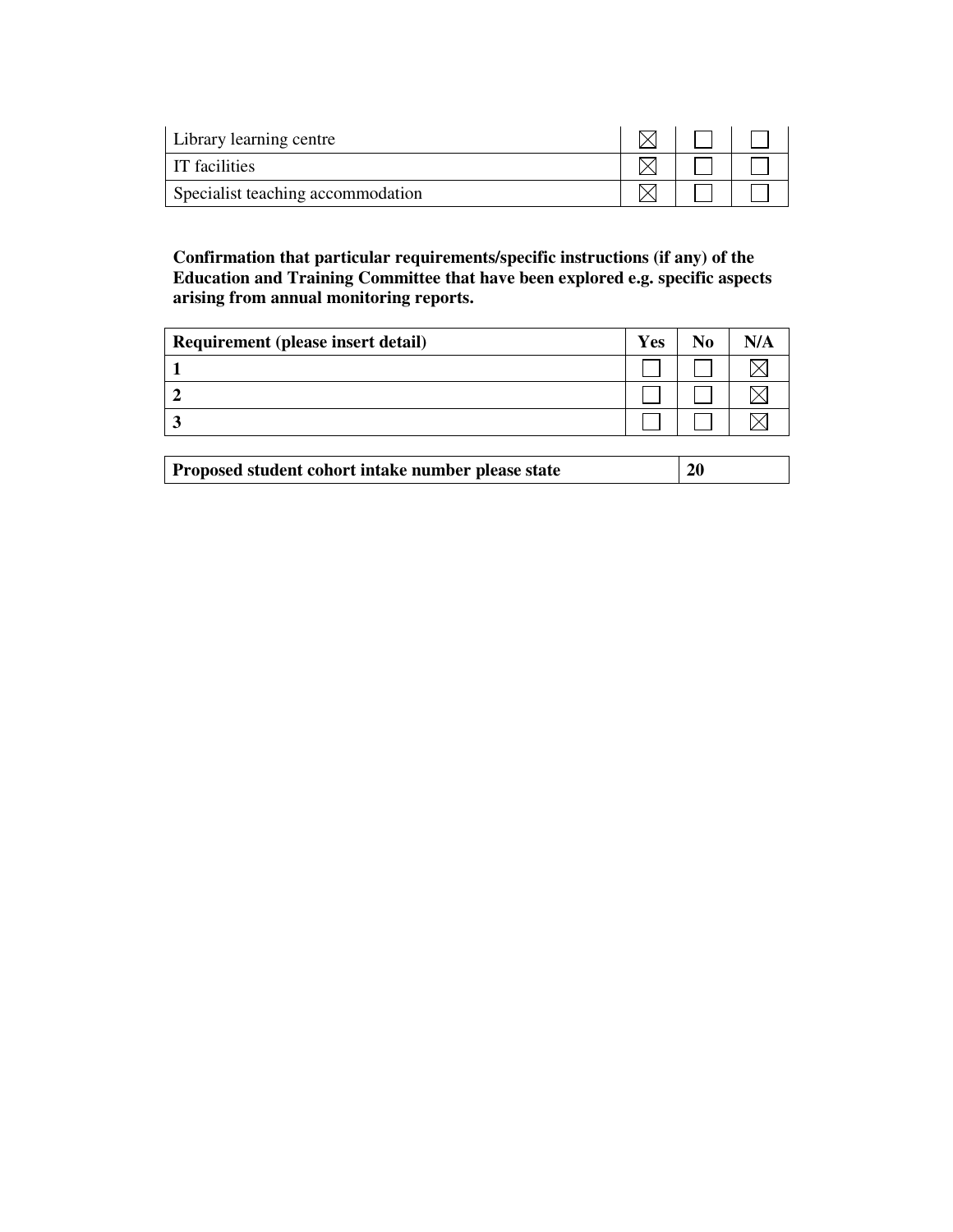| | | | |
|---|---|---|---|
| Library learning centre | ☒ | ☐ | ☐ |
| IT facilities | ☒ | ☐ | ☐ |
| Specialist teaching accommodation | ☒ | ☐ | ☐ |

**Confirmation that particular requirements/specific instructions (if any) of the Education and Training Committee that have been explored e.g. specific aspects arising from annual monitoring reports.**

| Requirement (please insert detail) | Yes | No | N/A |
|---|---|---|---|
| **1** | ☐ | ☐ | ☒ |
| **2** | ☐ | ☐ | ☒ |
| **3** | ☐ | ☐ | ☒ |

| **Proposed student cohort intake number please state** | **20** |
|---|---|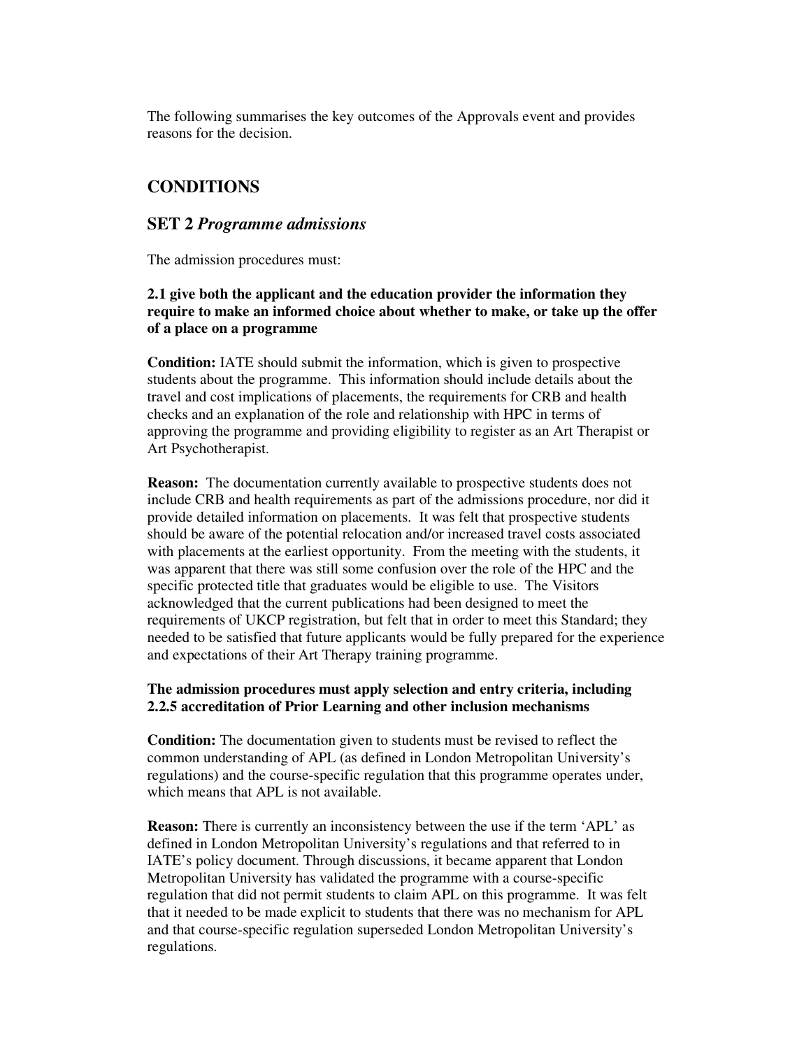The following summarises the key outcomes of the Approvals event and provides reasons for the decision.

## CONDITIONS

### SET 2 *Programme admissions*

The admission procedures must:

**2.1 give both the applicant and the education provider the information they require to make an informed choice about whether to make, or take up the offer of a place on a programme**

**Condition:** IATE should submit the information, which is given to prospective students about the programme. This information should include details about the travel and cost implications of placements, the requirements for CRB and health checks and an explanation of the role and relationship with HPC in terms of approving the programme and providing eligibility to register as an Art Therapist or Art Psychotherapist.

**Reason:** The documentation currently available to prospective students does not include CRB and health requirements as part of the admissions procedure, nor did it provide detailed information on placements. It was felt that prospective students should be aware of the potential relocation and/or increased travel costs associated with placements at the earliest opportunity. From the meeting with the students, it was apparent that there was still some confusion over the role of the HPC and the specific protected title that graduates would be eligible to use. The Visitors acknowledged that the current publications had been designed to meet the requirements of UKCP registration, but felt that in order to meet this Standard; they needed to be satisfied that future applicants would be fully prepared for the experience and expectations of their Art Therapy training programme.

**The admission procedures must apply selection and entry criteria, including 2.2.5 accreditation of Prior Learning and other inclusion mechanisms**

**Condition:** The documentation given to students must be revised to reflect the common understanding of APL (as defined in London Metropolitan University's regulations) and the course-specific regulation that this programme operates under, which means that APL is not available.

**Reason:** There is currently an inconsistency between the use if the term 'APL' as defined in London Metropolitan University's regulations and that referred to in IATE's policy document. Through discussions, it became apparent that London Metropolitan University has validated the programme with a course-specific regulation that did not permit students to claim APL on this programme. It was felt that it needed to be made explicit to students that there was no mechanism for APL and that course-specific regulation superseded London Metropolitan University's regulations.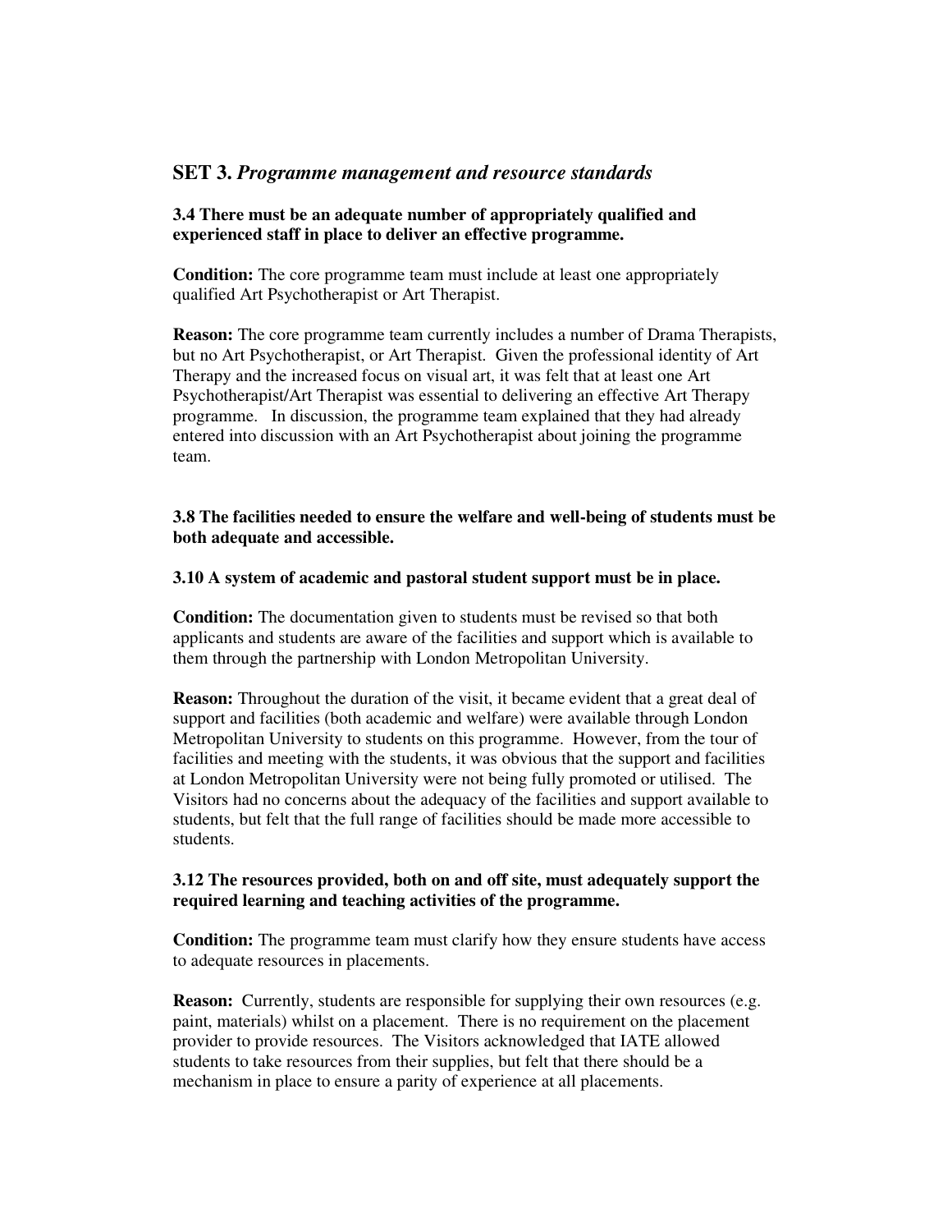## SET 3. *Programme management and resource standards*

**3.4 There must be an adequate number of appropriately qualified and experienced staff in place to deliver an effective programme.**

**Condition:** The core programme team must include at least one appropriately qualified Art Psychotherapist or Art Therapist.

**Reason:** The core programme team currently includes a number of Drama Therapists, but no Art Psychotherapist, or Art Therapist. Given the professional identity of Art Therapy and the increased focus on visual art, it was felt that at least one Art Psychotherapist/Art Therapist was essential to delivering an effective Art Therapy programme. In discussion, the programme team explained that they had already entered into discussion with an Art Psychotherapist about joining the programme team.

**3.8 The facilities needed to ensure the welfare and well-being of students must be both adequate and accessible.**

**3.10 A system of academic and pastoral student support must be in place.**

**Condition:** The documentation given to students must be revised so that both applicants and students are aware of the facilities and support which is available to them through the partnership with London Metropolitan University.

**Reason:** Throughout the duration of the visit, it became evident that a great deal of support and facilities (both academic and welfare) were available through London Metropolitan University to students on this programme. However, from the tour of facilities and meeting with the students, it was obvious that the support and facilities at London Metropolitan University were not being fully promoted or utilised. The Visitors had no concerns about the adequacy of the facilities and support available to students, but felt that the full range of facilities should be made more accessible to students.

**3.12 The resources provided, both on and off site, must adequately support the required learning and teaching activities of the programme.**

**Condition:** The programme team must clarify how they ensure students have access to adequate resources in placements.

**Reason:** Currently, students are responsible for supplying their own resources (e.g. paint, materials) whilst on a placement. There is no requirement on the placement provider to provide resources. The Visitors acknowledged that IATE allowed students to take resources from their supplies, but felt that there should be a mechanism in place to ensure a parity of experience at all placements.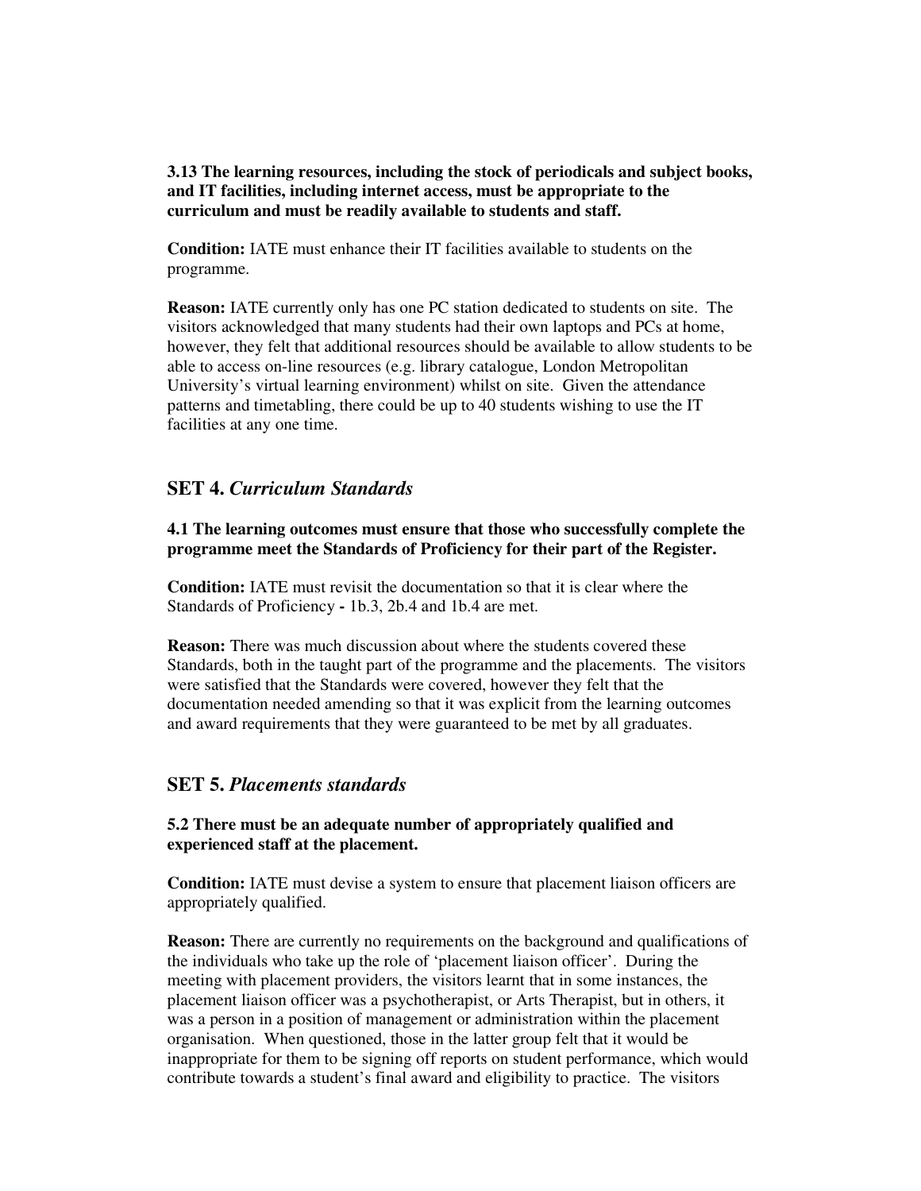**3.13 The learning resources, including the stock of periodicals and subject books, and IT facilities, including internet access, must be appropriate to the curriculum and must be readily available to students and staff.**

**Condition:** IATE must enhance their IT facilities available to students on the programme.

**Reason:** IATE currently only has one PC station dedicated to students on site. The visitors acknowledged that many students had their own laptops and PCs at home, however, they felt that additional resources should be available to allow students to be able to access on-line resources (e.g. library catalogue, London Metropolitan University's virtual learning environment) whilst on site. Given the attendance patterns and timetabling, there could be up to 40 students wishing to use the IT facilities at any one time.

## SET 4. *Curriculum Standards*

**4.1 The learning outcomes must ensure that those who successfully complete the programme meet the Standards of Proficiency for their part of the Register.**

**Condition:** IATE must revisit the documentation so that it is clear where the Standards of Proficiency **-** 1b.3, 2b.4 and 1b.4 are met.

**Reason:** There was much discussion about where the students covered these Standards, both in the taught part of the programme and the placements. The visitors were satisfied that the Standards were covered, however they felt that the documentation needed amending so that it was explicit from the learning outcomes and award requirements that they were guaranteed to be met by all graduates.

## SET 5. *Placements standards*

**5.2 There must be an adequate number of appropriately qualified and experienced staff at the placement.**

**Condition:** IATE must devise a system to ensure that placement liaison officers are appropriately qualified.

**Reason:** There are currently no requirements on the background and qualifications of the individuals who take up the role of 'placement liaison officer'. During the meeting with placement providers, the visitors learnt that in some instances, the placement liaison officer was a psychotherapist, or Arts Therapist, but in others, it was a person in a position of management or administration within the placement organisation. When questioned, those in the latter group felt that it would be inappropriate for them to be signing off reports on student performance, which would contribute towards a student's final award and eligibility to practice. The visitors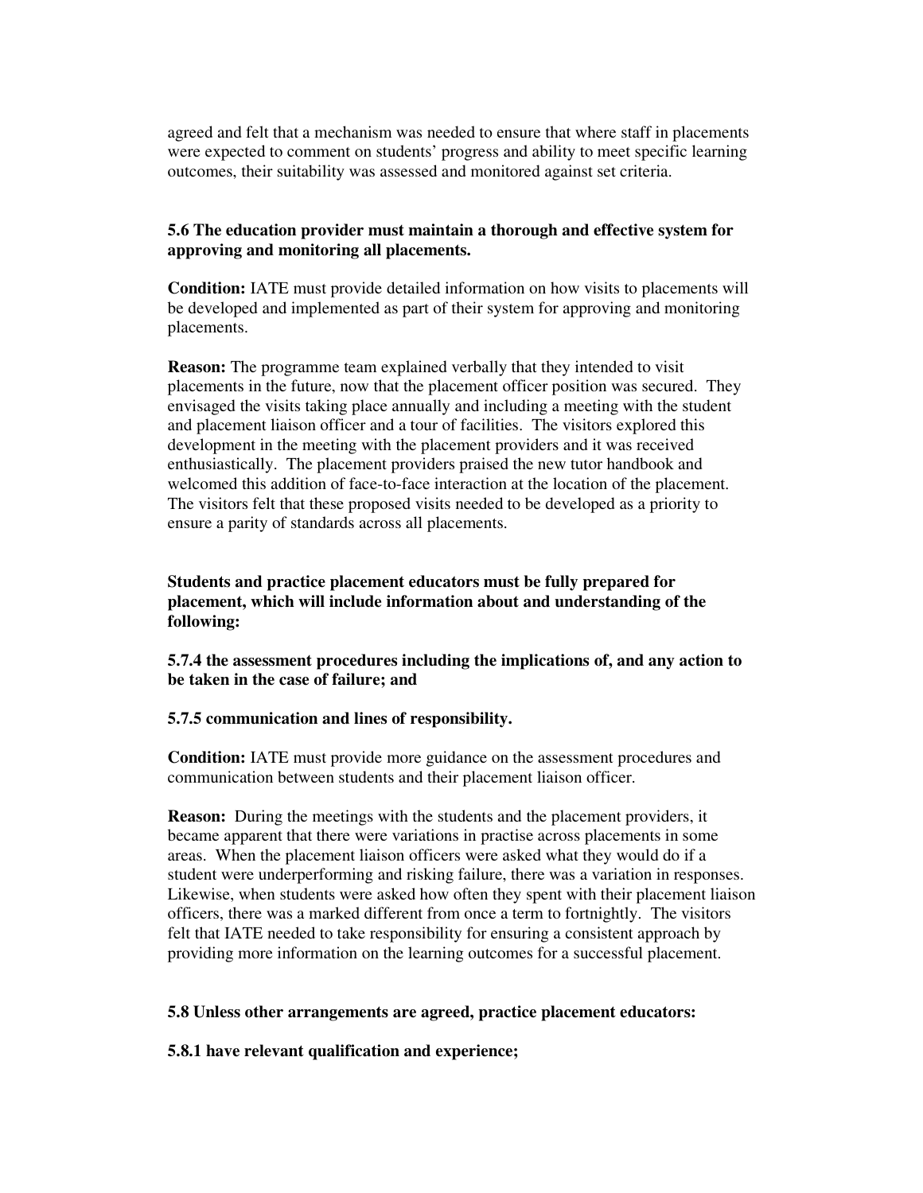agreed and felt that a mechanism was needed to ensure that where staff in placements were expected to comment on students' progress and ability to meet specific learning outcomes, their suitability was assessed and monitored against set criteria.

**5.6 The education provider must maintain a thorough and effective system for approving and monitoring all placements.**

**Condition:** IATE must provide detailed information on how visits to placements will be developed and implemented as part of their system for approving and monitoring placements.

**Reason:** The programme team explained verbally that they intended to visit placements in the future, now that the placement officer position was secured. They envisaged the visits taking place annually and including a meeting with the student and placement liaison officer and a tour of facilities. The visitors explored this development in the meeting with the placement providers and it was received enthusiastically. The placement providers praised the new tutor handbook and welcomed this addition of face-to-face interaction at the location of the placement. The visitors felt that these proposed visits needed to be developed as a priority to ensure a parity of standards across all placements.

**Students and practice placement educators must be fully prepared for placement, which will include information about and understanding of the following:**

**5.7.4 the assessment procedures including the implications of, and any action to be taken in the case of failure; and**

**5.7.5 communication and lines of responsibility.**

**Condition:** IATE must provide more guidance on the assessment procedures and communication between students and their placement liaison officer.

**Reason:** During the meetings with the students and the placement providers, it became apparent that there were variations in practise across placements in some areas. When the placement liaison officers were asked what they would do if a student were underperforming and risking failure, there was a variation in responses. Likewise, when students were asked how often they spent with their placement liaison officers, there was a marked different from once a term to fortnightly. The visitors felt that IATE needed to take responsibility for ensuring a consistent approach by providing more information on the learning outcomes for a successful placement.

**5.8 Unless other arrangements are agreed, practice placement educators:**

**5.8.1 have relevant qualification and experience;**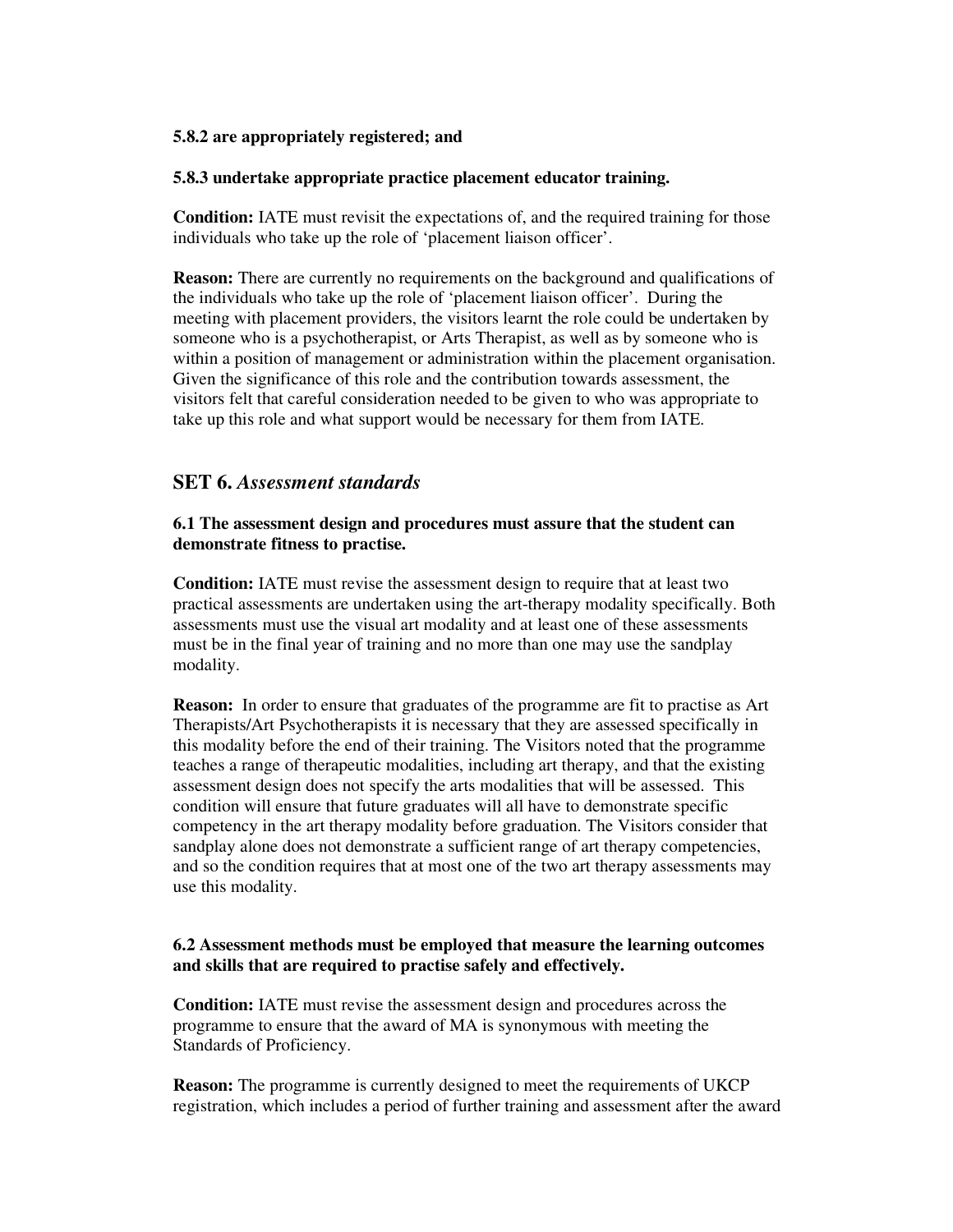**5.8.2 are appropriately registered; and**

**5.8.3 undertake appropriate practice placement educator training.**

**Condition:** IATE must revisit the expectations of, and the required training for those individuals who take up the role of 'placement liaison officer'.

**Reason:** There are currently no requirements on the background and qualifications of the individuals who take up the role of 'placement liaison officer'. During the meeting with placement providers, the visitors learnt the role could be undertaken by someone who is a psychotherapist, or Arts Therapist, as well as by someone who is within a position of management or administration within the placement organisation. Given the significance of this role and the contribution towards assessment, the visitors felt that careful consideration needed to be given to who was appropriate to take up this role and what support would be necessary for them from IATE.

## SET 6. *Assessment standards*

**6.1 The assessment design and procedures must assure that the student can demonstrate fitness to practise.**

**Condition:** IATE must revise the assessment design to require that at least two practical assessments are undertaken using the art-therapy modality specifically. Both assessments must use the visual art modality and at least one of these assessments must be in the final year of training and no more than one may use the sandplay modality.

**Reason:** In order to ensure that graduates of the programme are fit to practise as Art Therapists/Art Psychotherapists it is necessary that they are assessed specifically in this modality before the end of their training. The Visitors noted that the programme teaches a range of therapeutic modalities, including art therapy, and that the existing assessment design does not specify the arts modalities that will be assessed. This condition will ensure that future graduates will all have to demonstrate specific competency in the art therapy modality before graduation. The Visitors consider that sandplay alone does not demonstrate a sufficient range of art therapy competencies, and so the condition requires that at most one of the two art therapy assessments may use this modality.

**6.2 Assessment methods must be employed that measure the learning outcomes and skills that are required to practise safely and effectively.**

**Condition:** IATE must revise the assessment design and procedures across the programme to ensure that the award of MA is synonymous with meeting the Standards of Proficiency.

**Reason:** The programme is currently designed to meet the requirements of UKCP registration, which includes a period of further training and assessment after the award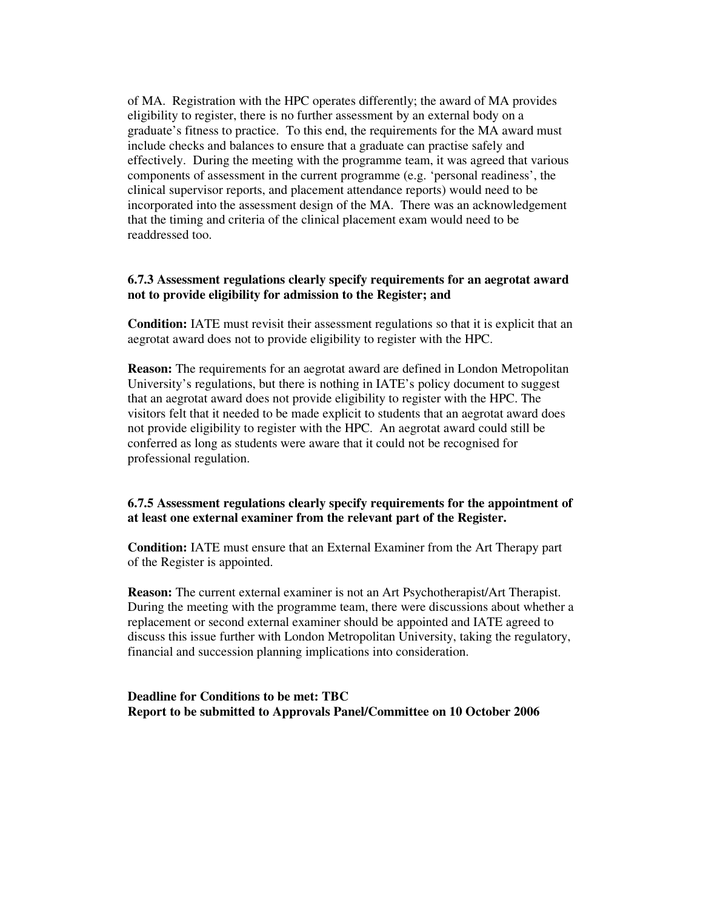of MA. Registration with the HPC operates differently; the award of MA provides eligibility to register, there is no further assessment by an external body on a graduate's fitness to practice. To this end, the requirements for the MA award must include checks and balances to ensure that a graduate can practise safely and effectively. During the meeting with the programme team, it was agreed that various components of assessment in the current programme (e.g. 'personal readiness', the clinical supervisor reports, and placement attendance reports) would need to be incorporated into the assessment design of the MA. There was an acknowledgement that the timing and criteria of the clinical placement exam would need to be readdressed too.

**6.7.3 Assessment regulations clearly specify requirements for an aegrotat award not to provide eligibility for admission to the Register; and**

**Condition:** IATE must revisit their assessment regulations so that it is explicit that an aegrotat award does not to provide eligibility to register with the HPC.

**Reason:** The requirements for an aegrotat award are defined in London Metropolitan University's regulations, but there is nothing in IATE's policy document to suggest that an aegrotat award does not provide eligibility to register with the HPC. The visitors felt that it needed to be made explicit to students that an aegrotat award does not provide eligibility to register with the HPC. An aegrotat award could still be conferred as long as students were aware that it could not be recognised for professional regulation.

**6.7.5 Assessment regulations clearly specify requirements for the appointment of at least one external examiner from the relevant part of the Register.**

**Condition:** IATE must ensure that an External Examiner from the Art Therapy part of the Register is appointed.

**Reason:** The current external examiner is not an Art Psychotherapist/Art Therapist. During the meeting with the programme team, there were discussions about whether a replacement or second external examiner should be appointed and IATE agreed to discuss this issue further with London Metropolitan University, taking the regulatory, financial and succession planning implications into consideration.

**Deadline for Conditions to be met: TBC**
**Report to be submitted to Approvals Panel/Committee on 10 October 2006**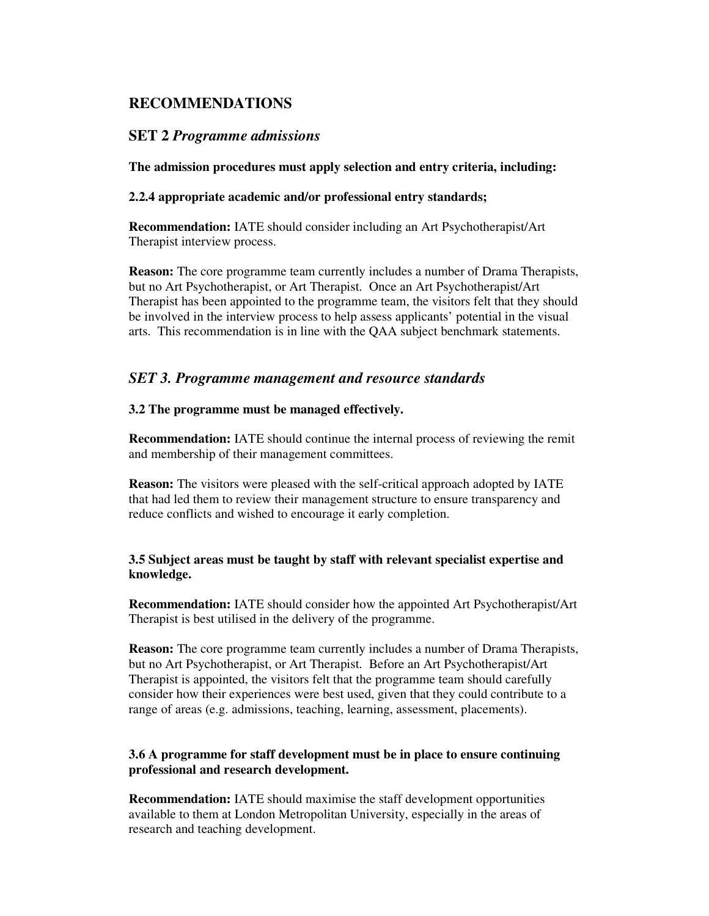## RECOMMENDATIONS

### SET 2 *Programme admissions*

**The admission procedures must apply selection and entry criteria, including:**

**2.2.4 appropriate academic and/or professional entry standards;**

**Recommendation:** IATE should consider including an Art Psychotherapist/Art Therapist interview process.

**Reason:** The core programme team currently includes a number of Drama Therapists, but no Art Psychotherapist, or Art Therapist. Once an Art Psychotherapist/Art Therapist has been appointed to the programme team, the visitors felt that they should be involved in the interview process to help assess applicants' potential in the visual arts. This recommendation is in line with the QAA subject benchmark statements.

### *SET 3. Programme management and resource standards*

**3.2 The programme must be managed effectively.**

**Recommendation:** IATE should continue the internal process of reviewing the remit and membership of their management committees.

**Reason:** The visitors were pleased with the self-critical approach adopted by IATE that had led them to review their management structure to ensure transparency and reduce conflicts and wished to encourage it early completion.

**3.5 Subject areas must be taught by staff with relevant specialist expertise and knowledge.**

**Recommendation:** IATE should consider how the appointed Art Psychotherapist/Art Therapist is best utilised in the delivery of the programme.

**Reason:** The core programme team currently includes a number of Drama Therapists, but no Art Psychotherapist, or Art Therapist. Before an Art Psychotherapist/Art Therapist is appointed, the visitors felt that the programme team should carefully consider how their experiences were best used, given that they could contribute to a range of areas (e.g. admissions, teaching, learning, assessment, placements).

**3.6 A programme for staff development must be in place to ensure continuing professional and research development.**

**Recommendation:** IATE should maximise the staff development opportunities available to them at London Metropolitan University, especially in the areas of research and teaching development.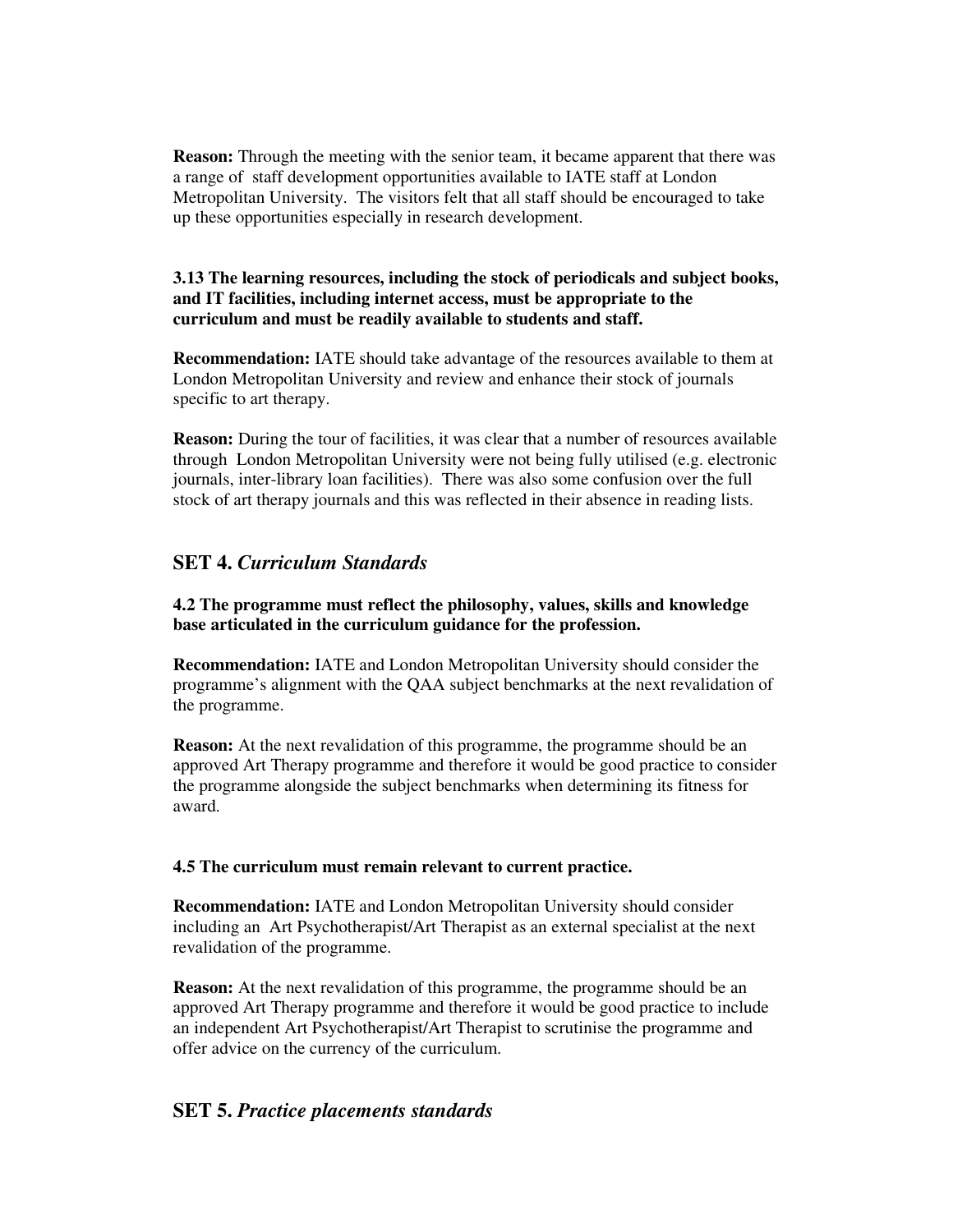**Reason:** Through the meeting with the senior team, it became apparent that there was a range of staff development opportunities available to IATE staff at London Metropolitan University. The visitors felt that all staff should be encouraged to take up these opportunities especially in research development.

**3.13 The learning resources, including the stock of periodicals and subject books, and IT facilities, including internet access, must be appropriate to the curriculum and must be readily available to students and staff.**

**Recommendation:** IATE should take advantage of the resources available to them at London Metropolitan University and review and enhance their stock of journals specific to art therapy.

**Reason:** During the tour of facilities, it was clear that a number of resources available through London Metropolitan University were not being fully utilised (e.g. electronic journals, inter-library loan facilities). There was also some confusion over the full stock of art therapy journals and this was reflected in their absence in reading lists.

## SET 4. *Curriculum Standards*

**4.2 The programme must reflect the philosophy, values, skills and knowledge base articulated in the curriculum guidance for the profession.**

**Recommendation:** IATE and London Metropolitan University should consider the programme's alignment with the QAA subject benchmarks at the next revalidation of the programme.

**Reason:** At the next revalidation of this programme, the programme should be an approved Art Therapy programme and therefore it would be good practice to consider the programme alongside the subject benchmarks when determining its fitness for award.

**4.5 The curriculum must remain relevant to current practice.**

**Recommendation:** IATE and London Metropolitan University should consider including an Art Psychotherapist/Art Therapist as an external specialist at the next revalidation of the programme.

**Reason:** At the next revalidation of this programme, the programme should be an approved Art Therapy programme and therefore it would be good practice to include an independent Art Psychotherapist/Art Therapist to scrutinise the programme and offer advice on the currency of the curriculum.

## SET 5. *Practice placements standards*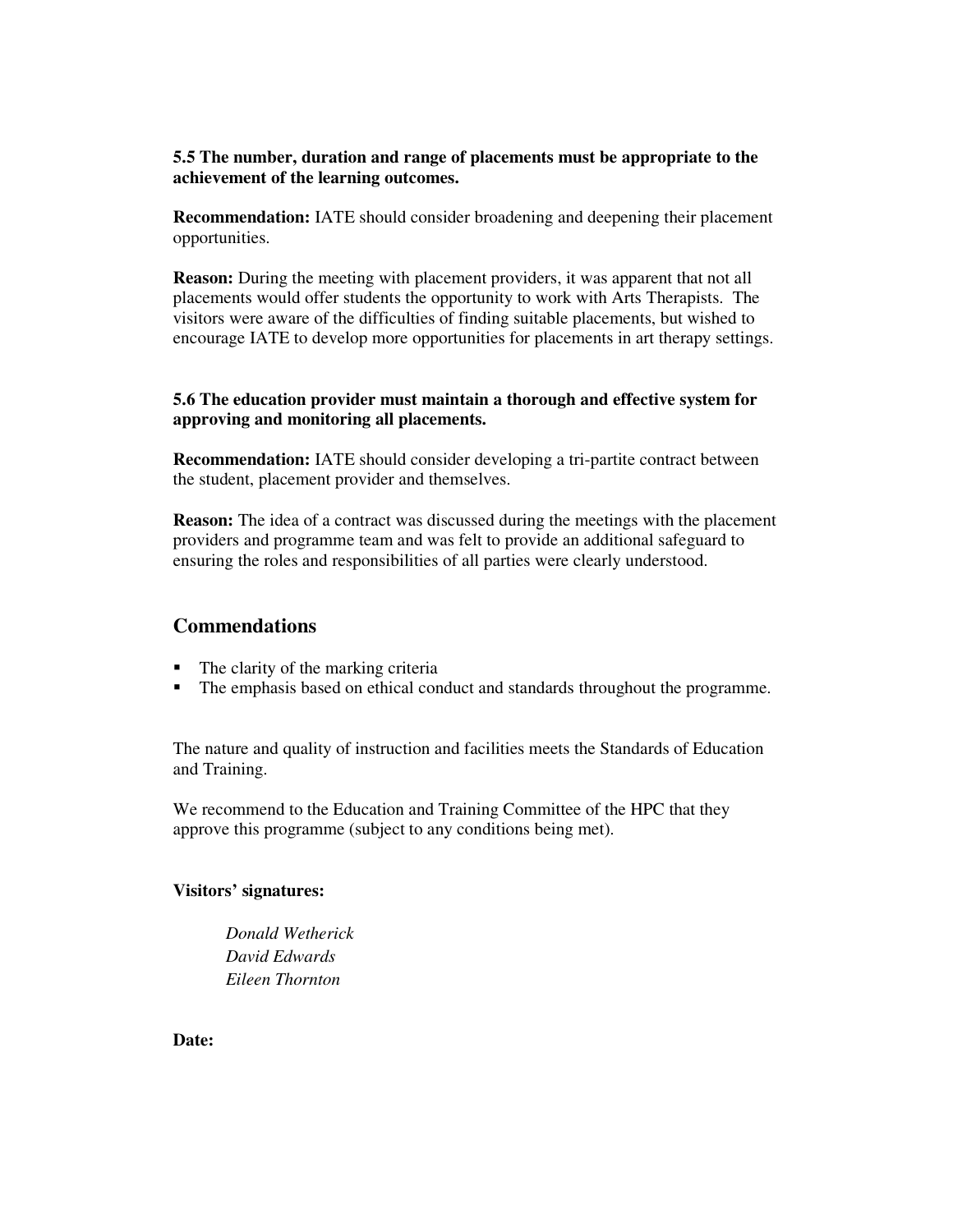**5.5 The number, duration and range of placements must be appropriate to the achievement of the learning outcomes.**

**Recommendation:** IATE should consider broadening and deepening their placement opportunities.

**Reason:** During the meeting with placement providers, it was apparent that not all placements would offer students the opportunity to work with Arts Therapists. The visitors were aware of the difficulties of finding suitable placements, but wished to encourage IATE to develop more opportunities for placements in art therapy settings.

**5.6 The education provider must maintain a thorough and effective system for approving and monitoring all placements.**

**Recommendation:** IATE should consider developing a tri-partite contract between the student, placement provider and themselves.

**Reason:** The idea of a contract was discussed during the meetings with the placement providers and programme team and was felt to provide an additional safeguard to ensuring the roles and responsibilities of all parties were clearly understood.

## Commendations

- The clarity of the marking criteria
- The emphasis based on ethical conduct and standards throughout the programme.

The nature and quality of instruction and facilities meets the Standards of Education and Training.

We recommend to the Education and Training Committee of the HPC that they approve this programme (subject to any conditions being met).

**Visitors' signatures:**

*Donald Wetherick*
*David Edwards*
*Eileen Thornton*

**Date:**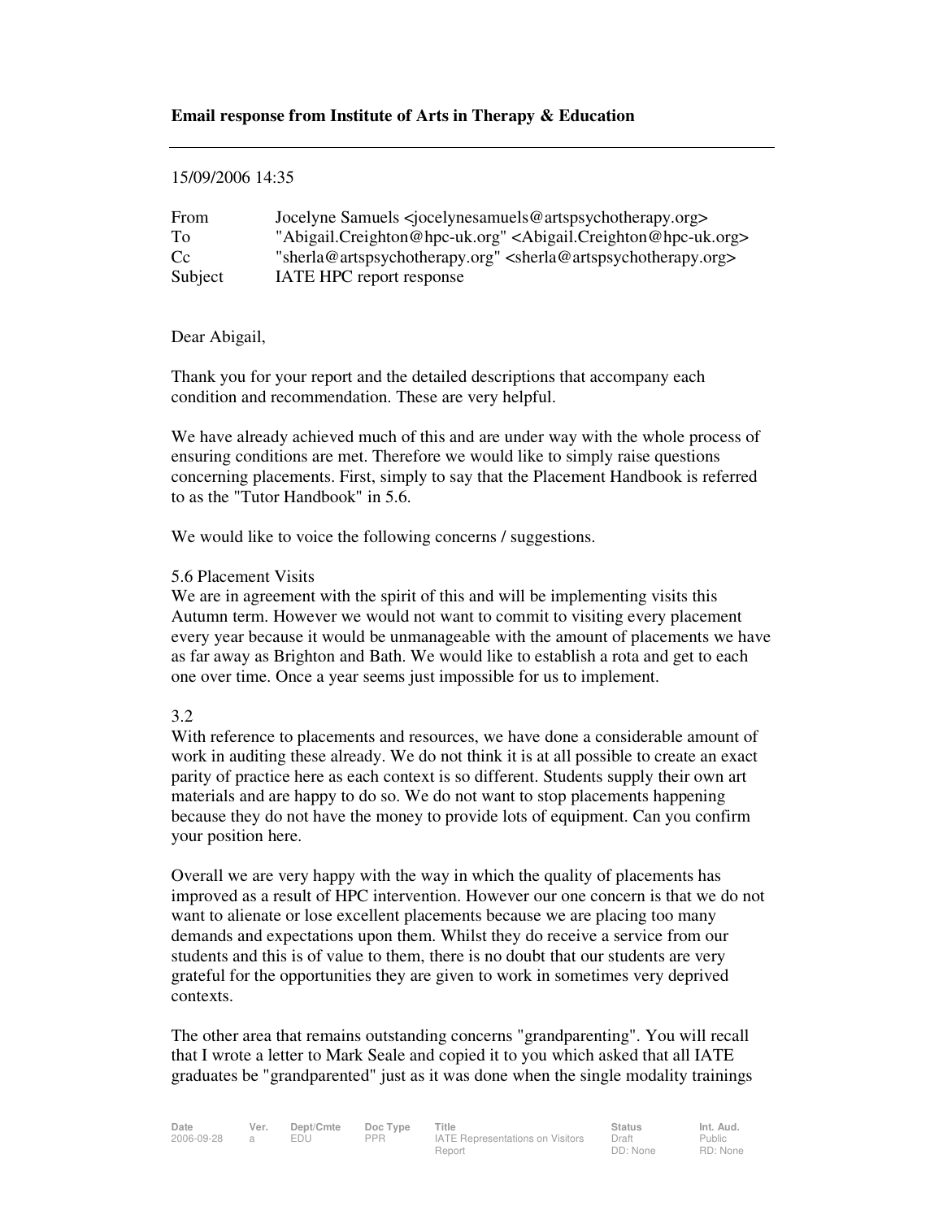**Email response from Institute of Arts in Therapy & Education**

---

15/09/2006 14:35

| | |
|---|---|
| From | Jocelyne Samuels <jocelynesamuels@artspsychotherapy.org> |
| To | "Abigail.Creighton@hpc-uk.org" <Abigail.Creighton@hpc-uk.org> |
| Cc | "sherla@artspsychotherapy.org" <sherla@artspsychotherapy.org> |
| Subject | IATE HPC report response |

Dear Abigail,

Thank you for your report and the detailed descriptions that accompany each condition and recommendation. These are very helpful.

We have already achieved much of this and are under way with the whole process of ensuring conditions are met. Therefore we would like to simply raise questions concerning placements. First, simply to say that the Placement Handbook is referred to as the "Tutor Handbook" in 5.6.

We would like to voice the following concerns / suggestions.

5.6 Placement Visits
We are in agreement with the spirit of this and will be implementing visits this Autumn term. However we would not want to commit to visiting every placement every year because it would be unmanageable with the amount of placements we have as far away as Brighton and Bath. We would like to establish a rota and get to each one over time. Once a year seems just impossible for us to implement.

3.2
With reference to placements and resources, we have done a considerable amount of work in auditing these already. We do not think it is at all possible to create an exact parity of practice here as each context is so different. Students supply their own art materials and are happy to do so. We do not want to stop placements happening because they do not have the money to provide lots of equipment. Can you confirm your position here.

Overall we are very happy with the way in which the quality of placements has improved as a result of HPC intervention. However our one concern is that we do not want to alienate or lose excellent placements because we are placing too many demands and expectations upon them. Whilst they do receive a service from our students and this is of value to them, there is no doubt that our students are very grateful for the opportunities they are given to work in sometimes very deprived contexts.

The other area that remains outstanding concerns "grandparenting". You will recall that I wrote a letter to Mark Seale and copied it to you which asked that all IATE graduates be "grandparented" just as it was done when the single modality trainings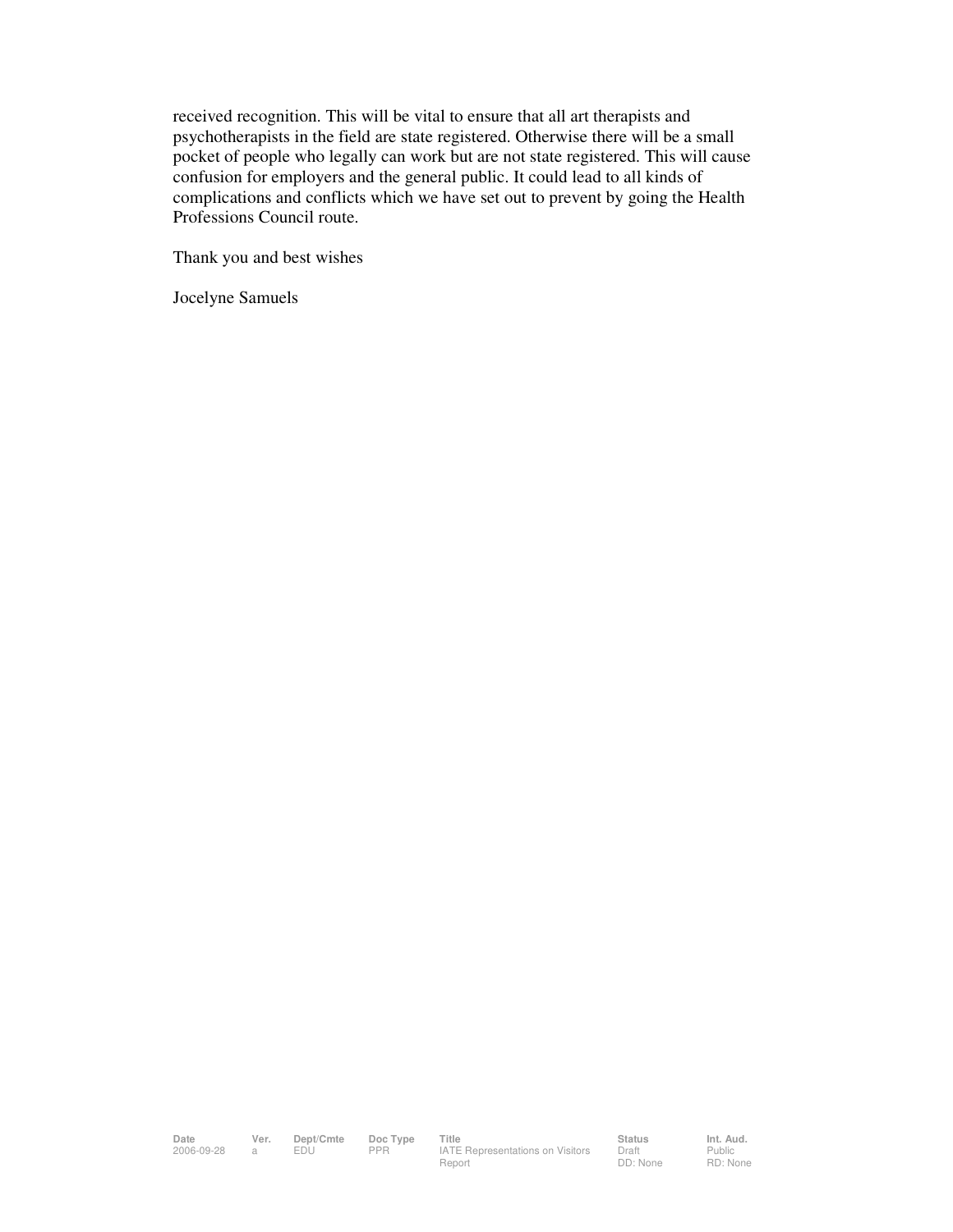received recognition. This will be vital to ensure that all art therapists and psychotherapists in the field are state registered. Otherwise there will be a small pocket of people who legally can work but are not state registered. This will cause confusion for employers and the general public. It could lead to all kinds of complications and conflicts which we have set out to prevent by going the Health Professions Council route.

Thank you and best wishes

Jocelyne Samuels